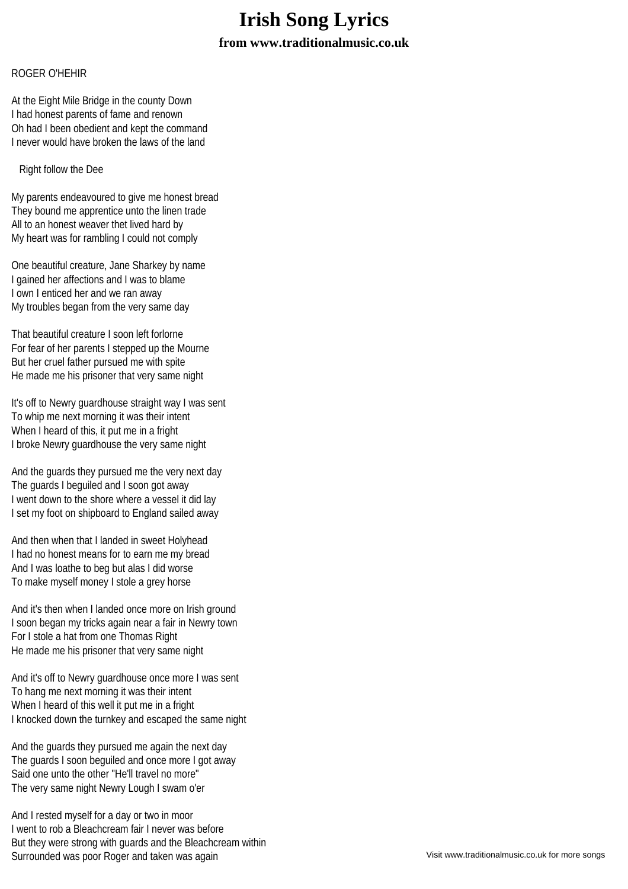# Irish Song Lyrics

### from www.traditionalmusic.co.uk

ROGER O'HEHIR

At the Eight Mile Bridge in the county Down
I had honest parents of fame and renown
Oh had I been obedient and kept the command
I never would have broken the laws of the land

Right follow the Dee

My parents endeavoured to give me honest bread
They bound me apprentice unto the linen trade
All to an honest weaver thet lived hard by
My heart was for rambling I could not comply

One beautiful creature, Jane Sharkey by name
I gained her affections and I was to blame
I own I enticed her and we ran away
My troubles began from the very same day

That beautiful creature I soon left forlorne
For fear of her parents I stepped up the Mourne
But her cruel father pursued me with spite
He made me his prisoner that very same night

It's off to Newry guardhouse straight way I was sent
To whip me next morning it was their intent
When I heard of this, it put me in a fright
I broke Newry guardhouse the very same night

And the guards they pursued me the very next day
The guards I beguiled and I soon got away
I went down to the shore where a vessel it did lay
I set my foot on shipboard to England sailed away

And then when that I landed in sweet Holyhead
I had no honest means for to earn me my bread
And I was loathe to beg but alas I did worse
To make myself money I stole a grey horse

And it's then when I landed once more on Irish ground
I soon began my tricks again near a fair in Newry town
For I stole a hat from one Thomas Right
He made me his prisoner that very same night

And it's off to Newry guardhouse once more I was sent
To hang me next morning it was their intent
When I heard of this well it put me in a fright
I knocked down the turnkey and escaped the same night

And the guards they pursued me again the next day
The guards I soon beguiled and once more I got away
Said one unto the other "He'll travel no more"
The very same night Newry Lough I swam o'er

And I rested myself for a day or two in moor
I went to rob a Bleachcream fair I never was before
But they were strong with guards and the Bleachcream within
Surrounded was poor Roger and taken was again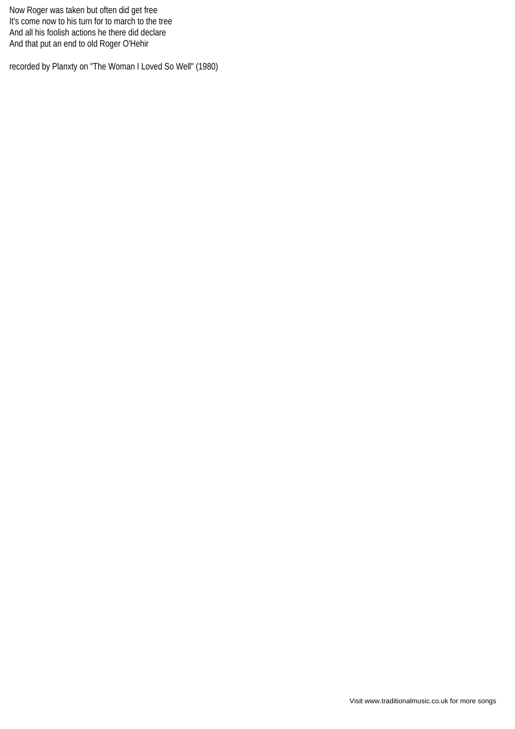Now Roger was taken but often did get free  
It's come now to his turn for to march to the tree  
And all his foolish actions he there did declare  
And that put an end to old Roger O'Hehir

recorded by Planxty on "The Woman I Loved So Well" (1980)